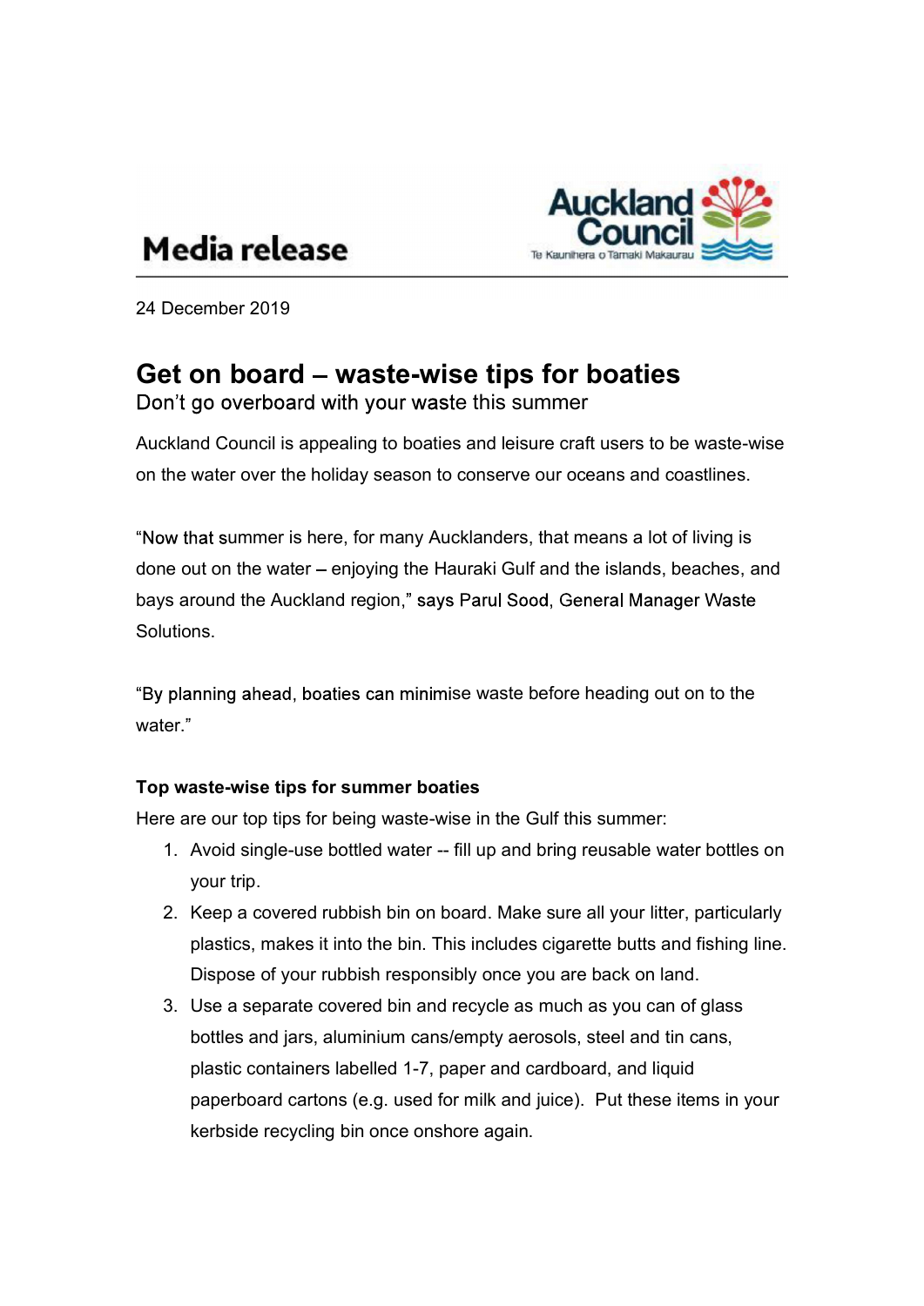Media release

Auckland Council
Te Kaunihera o Tāmaki Makaurau

24 December 2019

# Get on board – waste-wise tips for boaties

## Don't go overboard with your waste this summer

Auckland Council is appealing to boaties and leisure craft users to be waste-wise on the water over the holiday season to conserve our oceans and coastlines.

"Now that summer is here, for many Aucklanders, that means a lot of living is done out on the water – enjoying the Hauraki Gulf and the islands, beaches, and bays around the Auckland region," says Parul Sood, General Manager Waste Solutions.

"By planning ahead, boaties can minimise waste before heading out on to the water."

**Top waste-wise tips for summer boaties**

Here are our top tips for being waste-wise in the Gulf this summer:

1. Avoid single-use bottled water -- fill up and bring reusable water bottles on your trip.
2. Keep a covered rubbish bin on board. Make sure all your litter, particularly plastics, makes it into the bin. This includes cigarette butts and fishing line. Dispose of your rubbish responsibly once you are back on land.
3. Use a separate covered bin and recycle as much as you can of glass bottles and jars, aluminium cans/empty aerosols, steel and tin cans, plastic containers labelled 1-7, paper and cardboard, and liquid paperboard cartons (e.g. used for milk and juice). Put these items in your kerbside recycling bin once onshore again.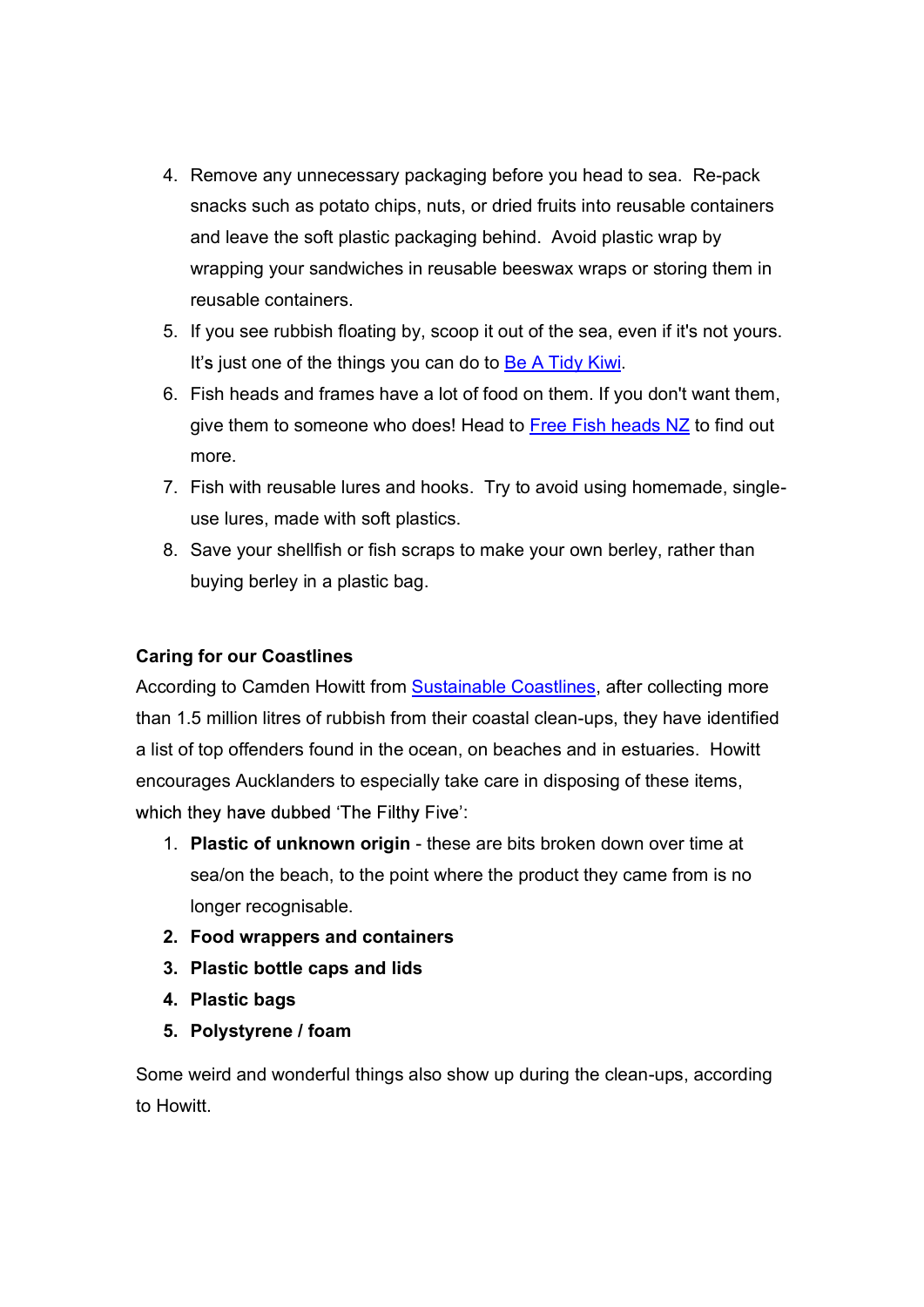4. Remove any unnecessary packaging before you head to sea. Re-pack snacks such as potato chips, nuts, or dried fruits into reusable containers and leave the soft plastic packaging behind. Avoid plastic wrap by wrapping your sandwiches in reusable beeswax wraps or storing them in reusable containers.
5. If you see rubbish floating by, scoop it out of the sea, even if it's not yours. It's just one of the things you can do to Be A Tidy Kiwi.
6. Fish heads and frames have a lot of food on them. If you don't want them, give them to someone who does! Head to Free Fish heads NZ to find out more.
7. Fish with reusable lures and hooks. Try to avoid using homemade, single-use lures, made with soft plastics.
8. Save your shellfish or fish scraps to make your own berley, rather than buying berley in a plastic bag.

**Caring for our Coastlines**

According to Camden Howitt from Sustainable Coastlines, after collecting more than 1.5 million litres of rubbish from their coastal clean-ups, they have identified a list of top offenders found in the ocean, on beaches and in estuaries. Howitt encourages Aucklanders to especially take care in disposing of these items, which they have dubbed 'The Filthy Five':

1. **Plastic of unknown origin** - these are bits broken down over time at sea/on the beach, to the point where the product they came from is no longer recognisable.
2. **Food wrappers and containers**
3. **Plastic bottle caps and lids**
4. **Plastic bags**
5. **Polystyrene / foam**

Some weird and wonderful things also show up during the clean-ups, according to Howitt.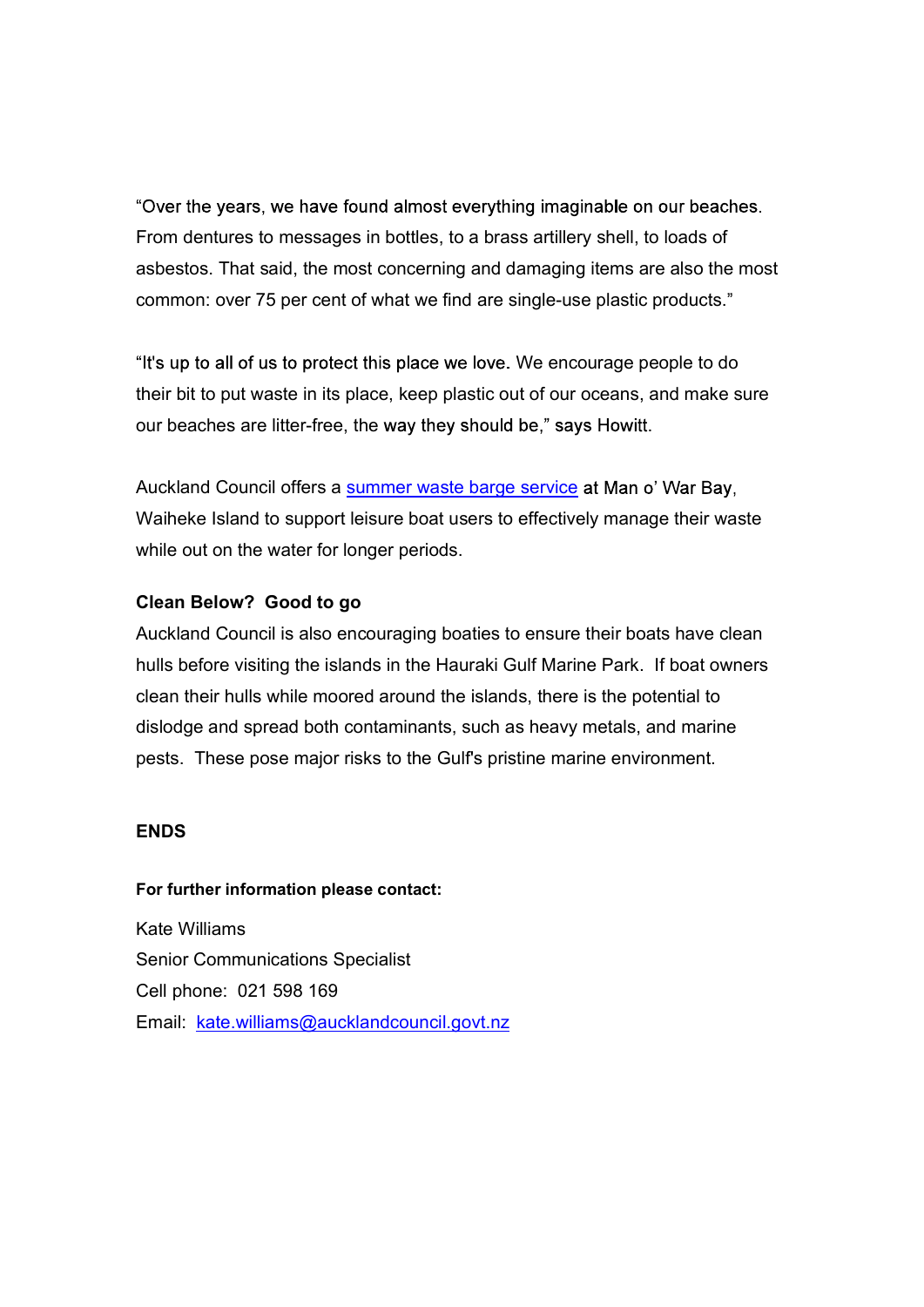"Over the years, we have found almost everything imaginable on our beaches. From dentures to messages in bottles, to a brass artillery shell, to loads of asbestos. That said, the most concerning and damaging items are also the most common: over 75 per cent of what we find are single-use plastic products."

"It's up to all of us to protect this place we love. We encourage people to do their bit to put waste in its place, keep plastic out of our oceans, and make sure our beaches are litter-free, the way they should be," says Howitt.

Auckland Council offers a summer waste barge service at Man o' War Bay, Waiheke Island to support leisure boat users to effectively manage their waste while out on the water for longer periods.

**Clean Below? Good to go**

Auckland Council is also encouraging boaties to ensure their boats have clean hulls before visiting the islands in the Hauraki Gulf Marine Park. If boat owners clean their hulls while moored around the islands, there is the potential to dislodge and spread both contaminants, such as heavy metals, and marine pests. These pose major risks to the Gulf's pristine marine environment.

**ENDS**

**For further information please contact:**

Kate Williams
Senior Communications Specialist
Cell phone: 021 598 169
Email: kate.williams@aucklandcouncil.govt.nz